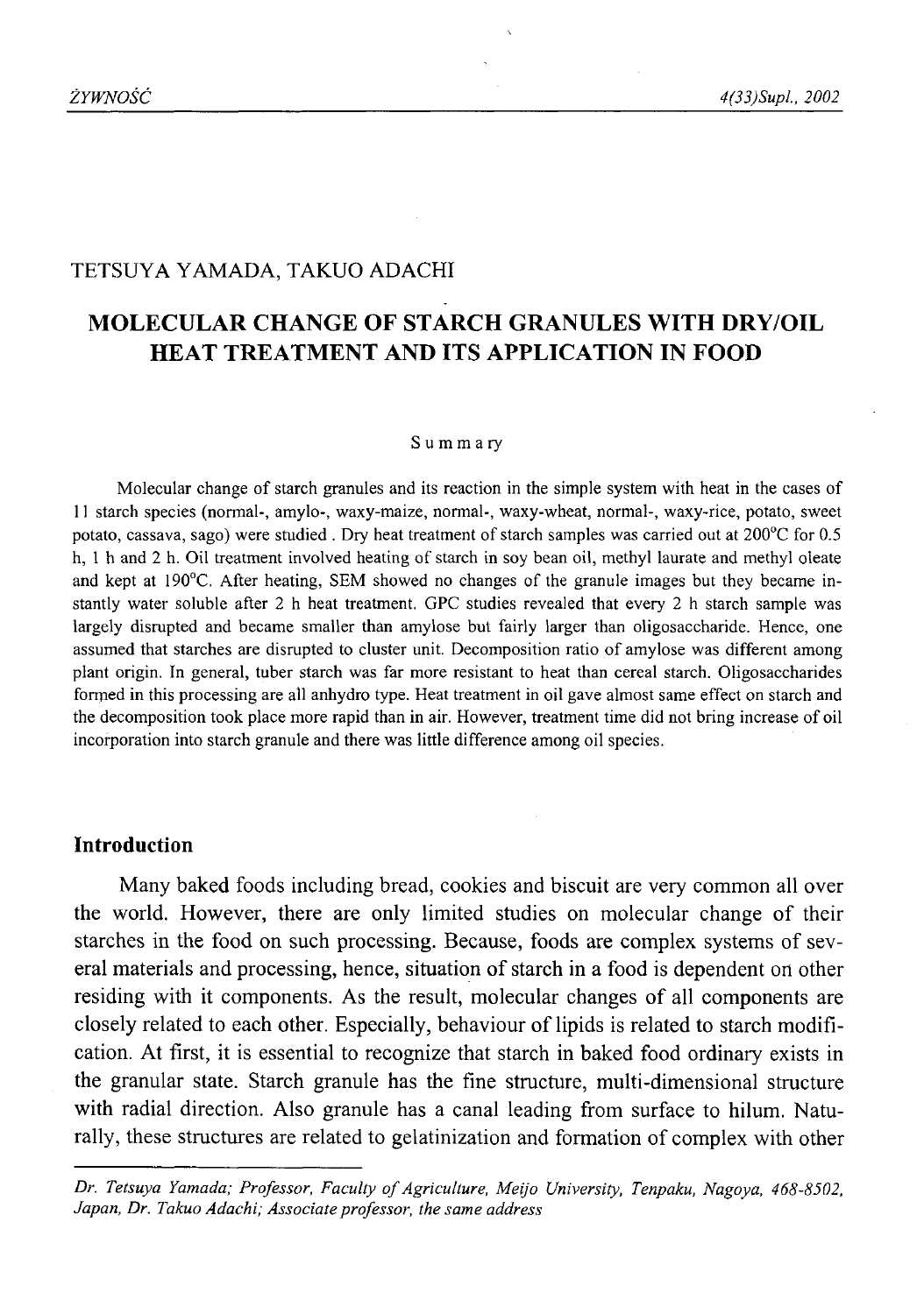TETSUYA YAMADA, TAKUO ADACHI

# MOLECULAR CHANGE OF STARCH GRANULES WITH DRY/OIL HEAT TREATMENT AND ITS APPLICATION IN FOOD

## Summary

Molecular change of starch granules and its reaction in the simple system with heat in the cases of 11 starch species (normal-, amylo-, waxy-maize, normal-, waxy-wheat, normal-, waxy-rice, potato, sweet potato, cassava, sago) were studied . Dry heat treatment of starch samples was carried out at 200°C for 0.5 h, 1 h and 2 h. Oil treatment involved heating of starch in soy bean oil, methyl laurate and methyl oleate and kept at 190°C. After heating, SEM showed no changes of the granule images but they became instantly water soluble after 2 h heat treatment. GPC studies revealed that every 2 h starch sample was largely disrupted and became smaller than amylose but fairly larger than oligosaccharide. Hence, one assumed that starches are disrupted to cluster unit. Decomposition ratio of amylose was different among plant origin. In general, tuber starch was far more resistant to heat than cereal starch. Oligosaccharides formed in this processing are all anhydro type. Heat treatment in oil gave almost same effect on starch and the decomposition took place more rapid than in air. However, treatment time did not bring increase of oil incorporation into starch granule and there was little difference among oil species.

## Introduction

Many baked foods including bread, cookies and biscuit are very common all over the world. However, there are only limited studies on molecular change of their starches in the food on such processing. Because, foods are complex systems of several materials and processing, hence, situation of starch in a food is dependent on other residing with it components. As the result, molecular changes of all components are closely related to each other. Especially, behaviour of lipids is related to starch modification. At first, it is essential to recognize that starch in baked food ordinary exists in the granular state. Starch granule has the fine structure, multi-dimensional structure with radial direction. Also granule has a canal leading from surface to hilum. Naturally, these structures are related to gelatinization and formation of complex with other

*Dr. Tetsuya Yamada; Professor, Faculty of Agriculture, Meijo University, Tenpaku, Nagoya, 468-8502, Japan, Dr. Takuo Adachi; Associate professor, the same address*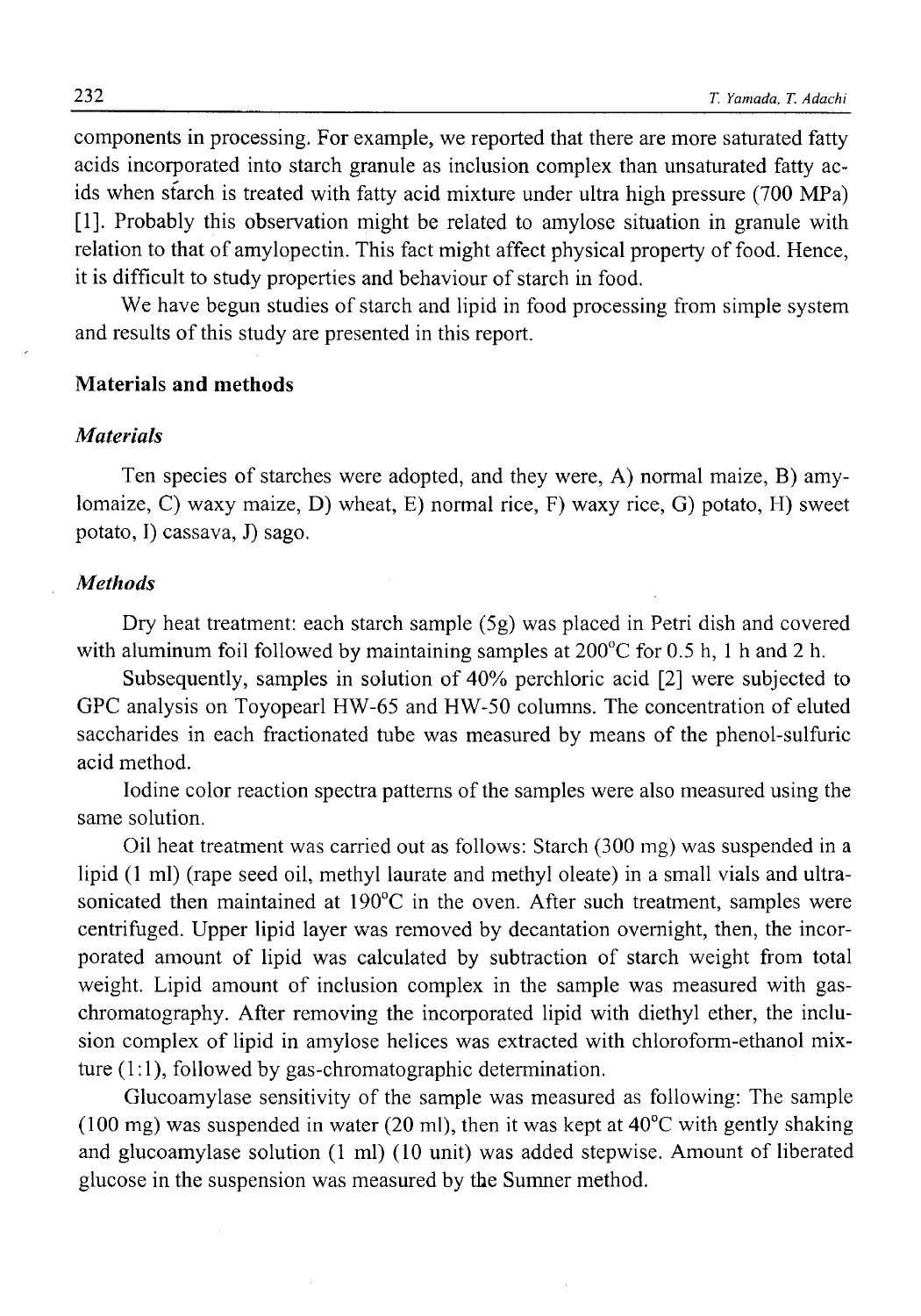components in processing. For example, we reported that there are more saturated fatty acids incorporated into starch granule as inclusion complex than unsaturated fatty acids when starch is treated with fatty acid mixture under ultra high pressure (700 MPa) [1]. Probably this observation might be related to amylose situation in granule with relation to that of amylopectin. This fact might affect physical property of food. Hence, it is difficult to study properties and behaviour of starch in food.

We have begun studies of starch and lipid in food processing from simple system and results of this study are presented in this report.

## Materials and methods

### *Materials*

Ten species of starches were adopted, and they were, A) normal maize, B) amylomaize, C) waxy maize, D) wheat, E) normal rice, F) waxy rice, G) potato, H) sweet potato, I) cassava, J) sago.

### *Methods*

Dry heat treatment: each starch sample (5g) was placed in Petri dish and covered with aluminum foil followed by maintaining samples at 200°C for 0.5 h, 1 h and 2 h.

Subsequently, samples in solution of 40% perchloric acid [2] were subjected to GPC analysis on Toyopearl HW-65 and HW-50 columns. The concentration of eluted saccharides in each fractionated tube was measured by means of the phenol-sulfuric acid method.

Iodine color reaction spectra patterns of the samples were also measured using the same solution.

Oil heat treatment was carried out as follows: Starch (300 mg) was suspended in a lipid (1 ml) (rape seed oil, methyl laurate and methyl oleate) in a small vials and ultrasonicated then maintained at 190°C in the oven. After such treatment, samples were centrifuged. Upper lipid layer was removed by decantation overnight, then, the incorporated amount of lipid was calculated by subtraction of starch weight from total weight. Lipid amount of inclusion complex in the sample was measured with gas-chromatography. After removing the incorporated lipid with diethyl ether, the inclusion complex of lipid in amylose helices was extracted with chloroform-ethanol mixture (1:1), followed by gas-chromatographic determination.

Glucoamylase sensitivity of the sample was measured as following: The sample (100 mg) was suspended in water (20 ml), then it was kept at 40°C with gently shaking and glucoamylase solution (1 ml) (10 unit) was added stepwise. Amount of liberated glucose in the suspension was measured by the Sumner method.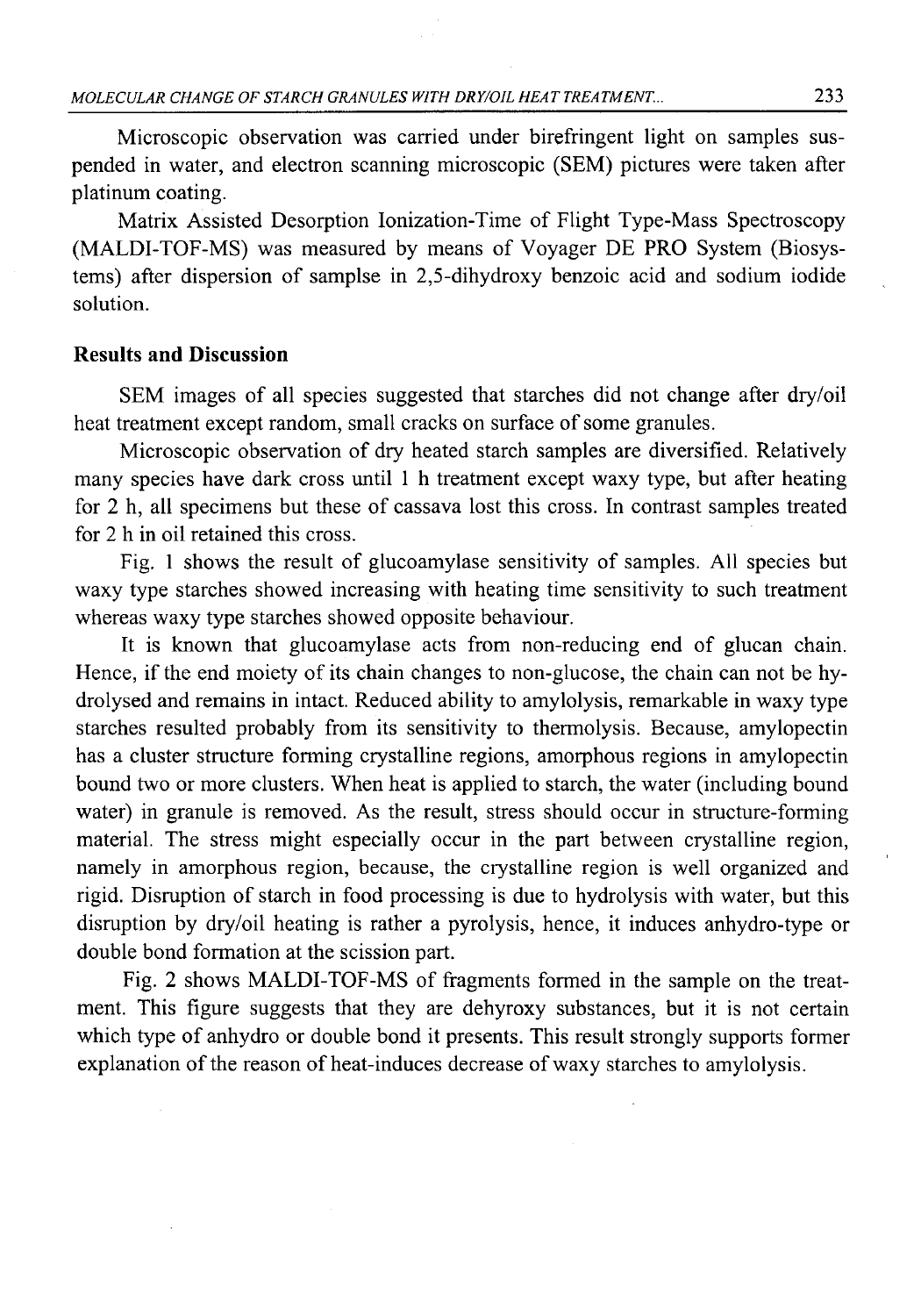Microscopic observation was carried under birefringent light on samples suspended in water, and electron scanning microscopic (SEM) pictures were taken after platinum coating.

Matrix Assisted Desorption Ionization-Time of Flight Type-Mass Spectroscopy (MALDI-TOF-MS) was measured by means of Voyager DE PRO System (Biosystems) after dispersion of samplse in 2,5-dihydroxy benzoic acid and sodium iodide solution.

## Results and Discussion

SEM images of all species suggested that starches did not change after dry/oil heat treatment except random, small cracks on surface of some granules.

Microscopic observation of dry heated starch samples are diversified. Relatively many species have dark cross until 1 h treatment except waxy type, but after heating for 2 h, all specimens but these of cassava lost this cross. In contrast samples treated for 2 h in oil retained this cross.

Fig. 1 shows the result of glucoamylase sensitivity of samples. All species but waxy type starches showed increasing with heating time sensitivity to such treatment whereas waxy type starches showed opposite behaviour.

It is known that glucoamylase acts from non-reducing end of glucan chain. Hence, if the end moiety of its chain changes to non-glucose, the chain can not be hydrolysed and remains in intact. Reduced ability to amylolysis, remarkable in waxy type starches resulted probably from its sensitivity to thermolysis. Because, amylopectin has a cluster structure forming crystalline regions, amorphous regions in amylopectin bound two or more clusters. When heat is applied to starch, the water (including bound water) in granule is removed. As the result, stress should occur in structure-forming material. The stress might especially occur in the part between crystalline region, namely in amorphous region, because, the crystalline region is well organized and rigid. Disruption of starch in food processing is due to hydrolysis with water, but this disruption by dry/oil heating is rather a pyrolysis, hence, it induces anhydro-type or double bond formation at the scission part.

Fig. 2 shows MALDI-TOF-MS of fragments formed in the sample on the treatment. This figure suggests that they are dehyroxy substances, but it is not certain which type of anhydro or double bond it presents. This result strongly supports former explanation of the reason of heat-induces decrease of waxy starches to amylolysis.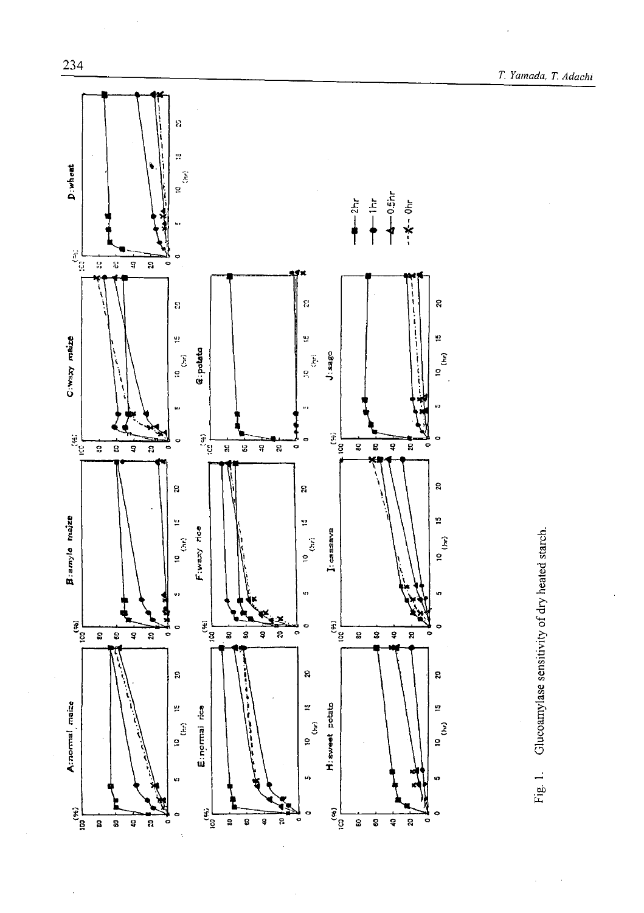Fig. 1. Glucoamylase sensitivity of dry heated starch.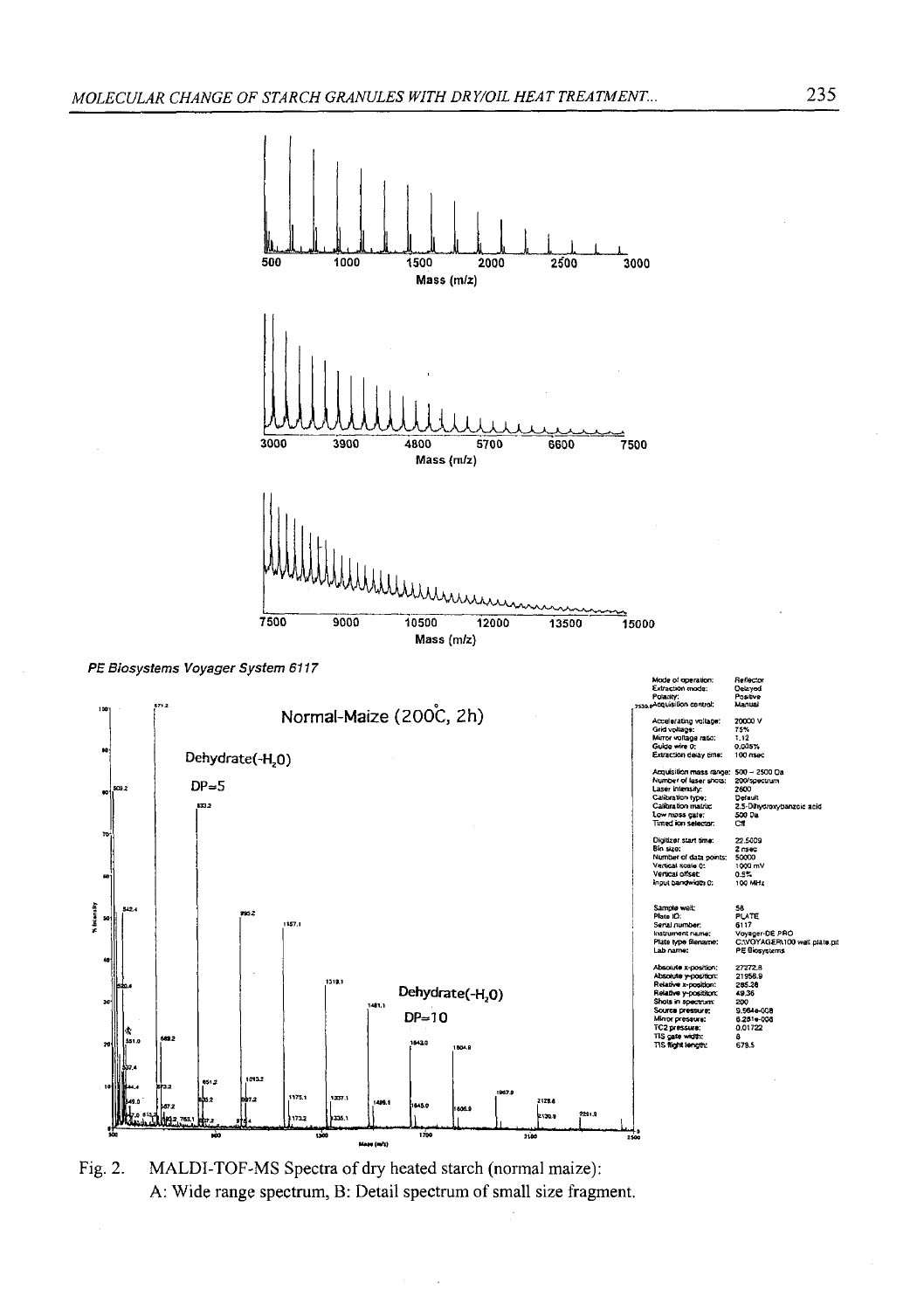Fig. 2. MALDI-TOF-MS Spectra of dry heated starch (normal maize):
A: Wide range spectrum, B: Detail spectrum of small size fragment.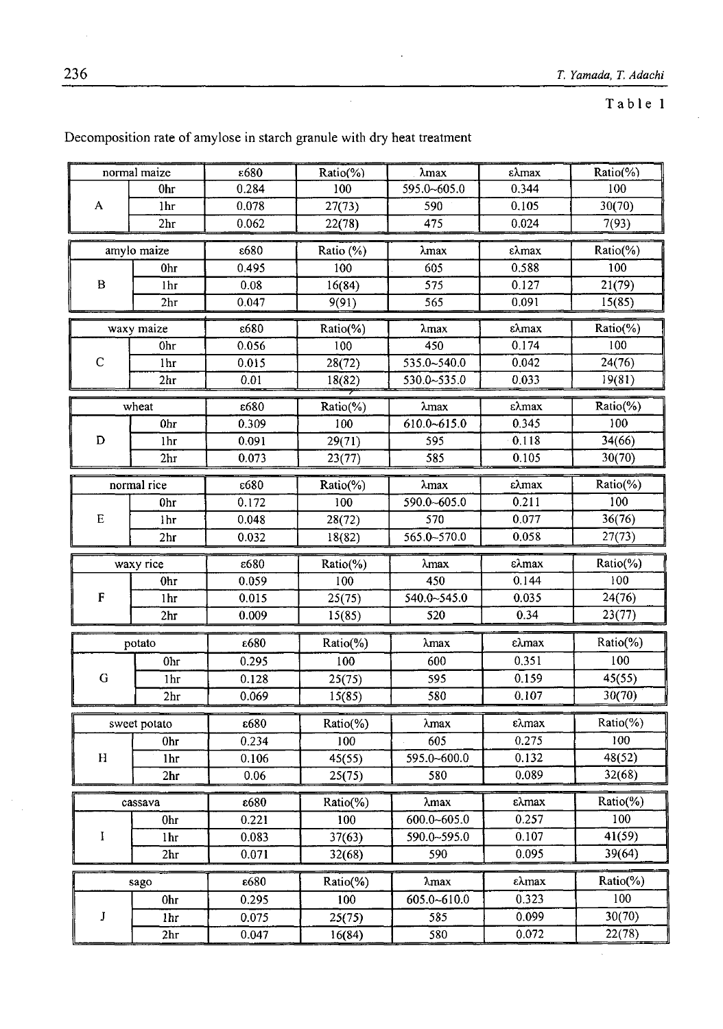Table 1

Decomposition rate of amylose in starch granule with dry heat treatment

| normal maize | | ε680 | Ratio(%) | λmax | ελmax | Ratio(%) |
|---|---|---|---|---|---|---|
| A | 0hr | 0.284 | 100 | 595.0~605.0 | 0.344 | 100 |
| | 1hr | 0.078 | 27(73) | 590 | 0.105 | 30(70) |
| | 2hr | 0.062 | 22(78) | 475 | 0.024 | 7(93) |

| amylo maize | | ε680 | Ratio (%) | λmax | ελmax | Ratio(%) |
|---|---|---|---|---|---|---|
| B | 0hr | 0.495 | 100 | 605 | 0.588 | 100 |
| | 1hr | 0.08 | 16(84) | 575 | 0.127 | 21(79) |
| | 2hr | 0.047 | 9(91) | 565 | 0.091 | 15(85) |

| waxy maize | | ε680 | Ratio(%) | λmax | ελmax | Ratio(%) |
|---|---|---|---|---|---|---|
| C | 0hr | 0.056 | 100 | 450 | 0.174 | 100 |
| | 1hr | 0.015 | 28(72) | 535.0~540.0 | 0.042 | 24(76) |
| | 2hr | 0.01 | 18(82) | 530.0~535.0 | 0.033 | 19(81) |

| wheat | | ε680 | Ratio(%) | λmax | ελmax | Ratio(%) |
|---|---|---|---|---|---|---|
| D | 0hr | 0.309 | 100 | 610.0~615.0 | 0.345 | 100 |
| | 1hr | 0.091 | 29(71) | 595 | 0.118 | 34(66) |
| | 2hr | 0.073 | 23(77) | 585 | 0.105 | 30(70) |

| normal rice | | ε680 | Ratio(%) | λmax | ελmax | Ratio(%) |
|---|---|---|---|---|---|---|
| E | 0hr | 0.172 | 100 | 590.0~605.0 | 0.211 | 100 |
| | 1hr | 0.048 | 28(72) | 570 | 0.077 | 36(76) |
| | 2hr | 0.032 | 18(82) | 565.0~570.0 | 0.058 | 27(73) |

| waxy rice | | ε680 | Ratio(%) | λmax | ελmax | Ratio(%) |
|---|---|---|---|---|---|---|
| F | 0hr | 0.059 | 100 | 450 | 0.144 | 100 |
| | 1hr | 0.015 | 25(75) | 540.0~545.0 | 0.035 | 24(76) |
| | 2hr | 0.009 | 15(85) | 520 | 0.34 | 23(77) |

| potato | | ε680 | Ratio(%) | λmax | ελmax | Ratio(%) |
|---|---|---|---|---|---|---|
| G | 0hr | 0.295 | 100 | 600 | 0.351 | 100 |
| | 1hr | 0.128 | 25(75) | 595 | 0.159 | 45(55) |
| | 2hr | 0.069 | 15(85) | 580 | 0.107 | 30(70) |

| sweet potato | | ε680 | Ratio(%) | λmax | ελmax | Ratio(%) |
|---|---|---|---|---|---|---|
| H | 0hr | 0.234 | 100 | 605 | 0.275 | 100 |
| | 1hr | 0.106 | 45(55) | 595.0~600.0 | 0.132 | 48(52) |
| | 2hr | 0.06 | 25(75) | 580 | 0.089 | 32(68) |

| cassava | | ε680 | Ratio(%) | λmax | ελmax | Ratio(%) |
|---|---|---|---|---|---|---|
| I | 0hr | 0.221 | 100 | 600.0~605.0 | 0.257 | 100 |
| | 1hr | 0.083 | 37(63) | 590.0~595.0 | 0.107 | 41(59) |
| | 2hr | 0.071 | 32(68) | 590 | 0.095 | 39(64) |

| sago | | ε680 | Ratio(%) | λmax | ελmax | Ratio(%) |
|---|---|---|---|---|---|---|
| J | 0hr | 0.295 | 100 | 605.0~610.0 | 0.323 | 100 |
| | 1hr | 0.075 | 25(75) | 585 | 0.099 | 30(70) |
| | 2hr | 0.047 | 16(84) | 580 | 0.072 | 22(78) |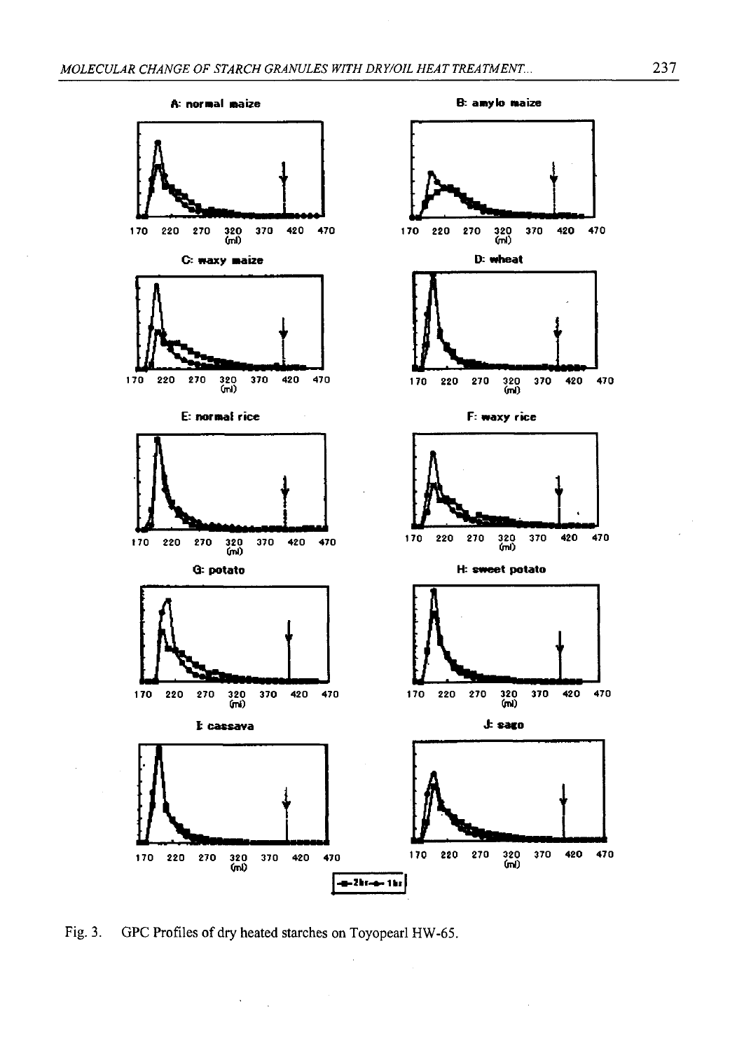Fig. 3. GPC Profiles of dry heated starches on Toyopearl HW-65.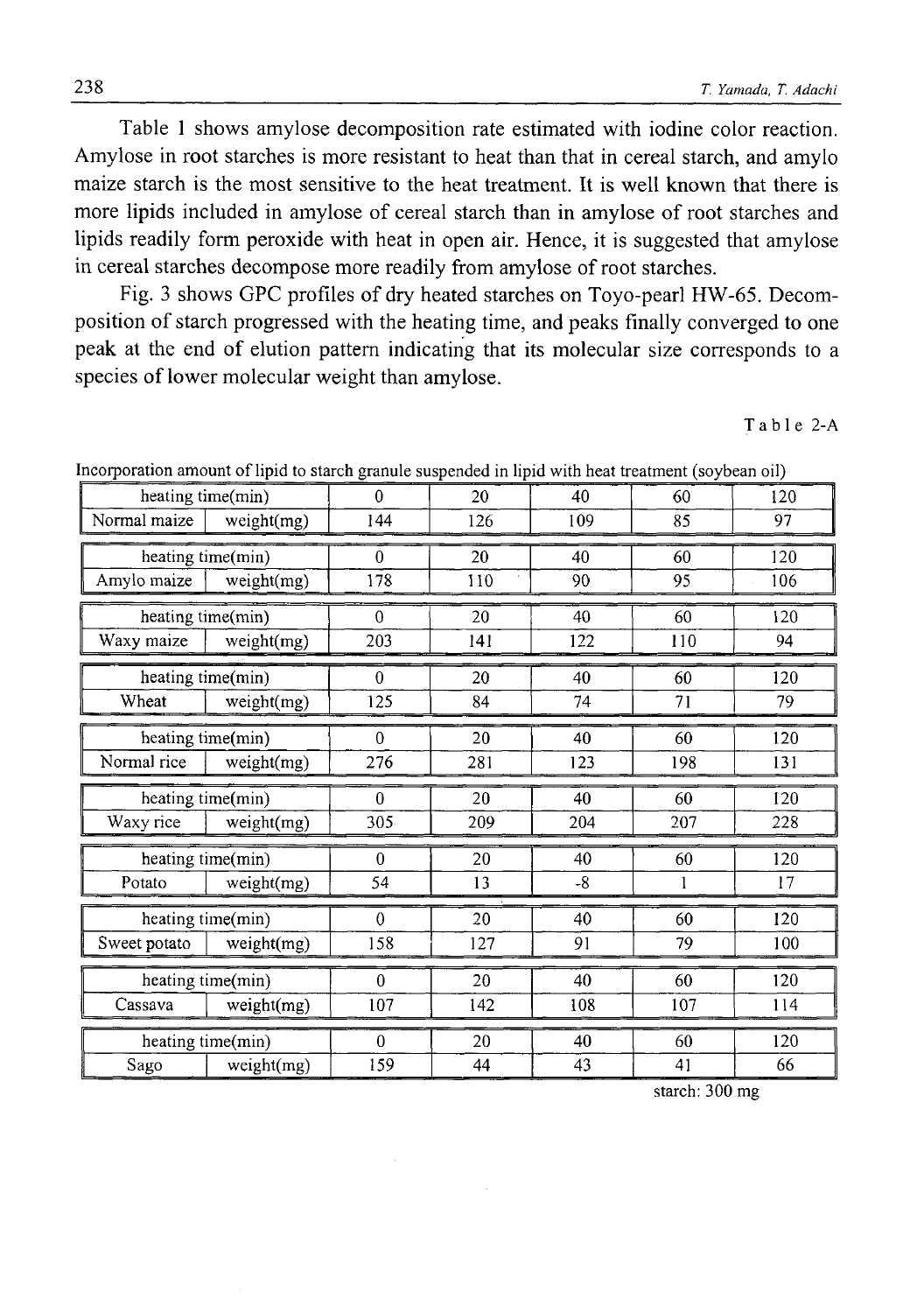Table 1 shows amylose decomposition rate estimated with iodine color reaction. Amylose in root starches is more resistant to heat than that in cereal starch, and amylo maize starch is the most sensitive to the heat treatment. It is well known that there is more lipids included in amylose of cereal starch than in amylose of root starches and lipids readily form peroxide with heat in open air. Hence, it is suggested that amylose in cereal starches decompose more readily from amylose of root starches.

Fig. 3 shows GPC profiles of dry heated starches on Toyo-pearl HW-65. Decomposition of starch progressed with the heating time, and peaks finally converged to one peak at the end of elution pattern indicating that its molecular size corresponds to a species of lower molecular weight than amylose.

Table 2-A

Incorporation amount of lipid to starch granule suspended in lipid with heat treatment (soybean oil)

| heating time(min) | | 0 | 20 | 40 | 60 | 120 |
|---|---|---|---|---|---|---|
| Normal maize | weight(mg) | 144 | 126 | 109 | 85 | 97 |
| Amylo maize | weight(mg) | 178 | 110 | 90 | 95 | 106 |
| Waxy maize | weight(mg) | 203 | 141 | 122 | 110 | 94 |
| Wheat | weight(mg) | 125 | 84 | 74 | 71 | 79 |
| Normal rice | weight(mg) | 276 | 281 | 123 | 198 | 131 |
| Waxy rice | weight(mg) | 305 | 209 | 204 | 207 | 228 |
| Potato | weight(mg) | 54 | 13 | -8 | 1 | 17 |
| Sweet potato | weight(mg) | 158 | 127 | 91 | 79 | 100 |
| Cassava | weight(mg) | 107 | 142 | 108 | 107 | 114 |
| Sago | weight(mg) | 159 | 44 | 43 | 41 | 66 |

starch: 300 mg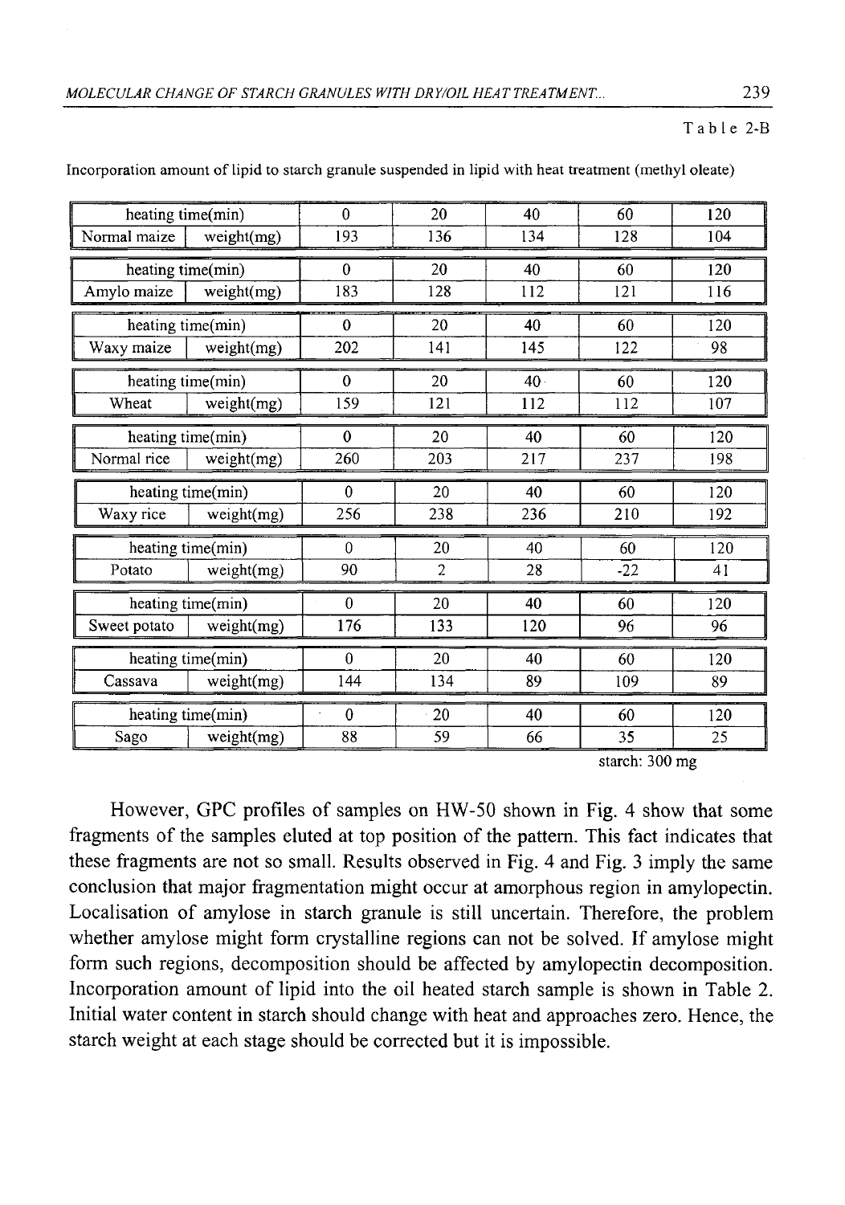Table 2-B

Incorporation amount of lipid to starch granule suspended in lipid with heat treatment (methyl oleate)

| heating time(min) | | 0 | 20 | 40 | 60 | 120 |
|---|---|---|---|---|---|---|
| Normal maize | weight(mg) | 193 | 136 | 134 | 128 | 104 |
| heating time(min) | | 0 | 20 | 40 | 60 | 120 |
| Amylo maize | weight(mg) | 183 | 128 | 112 | 121 | 116 |
| heating time(min) | | 0 | 20 | 40 | 60 | 120 |
| Waxy maize | weight(mg) | 202 | 141 | 145 | 122 | 98 |
| heating time(min) | | 0 | 20 | 40 | 60 | 120 |
| Wheat | weight(mg) | 159 | 121 | 112 | 112 | 107 |
| heating time(min) | | 0 | 20 | 40 | 60 | 120 |
| Normal rice | weight(mg) | 260 | 203 | 217 | 237 | 198 |
| heating time(min) | | 0 | 20 | 40 | 60 | 120 |
| Waxy rice | weight(mg) | 256 | 238 | 236 | 210 | 192 |
| heating time(min) | | 0 | 20 | 40 | 60 | 120 |
| Potato | weight(mg) | 90 | 2 | 28 | -22 | 41 |
| heating time(min) | | 0 | 20 | 40 | 60 | 120 |
| Sweet potato | weight(mg) | 176 | 133 | 120 | 96 | 96 |
| heating time(min) | | 0 | 20 | 40 | 60 | 120 |
| Cassava | weight(mg) | 144 | 134 | 89 | 109 | 89 |
| heating time(min) | | 0 | 20 | 40 | 60 | 120 |
| Sago | weight(mg) | 88 | 59 | 66 | 35 | 25 |

starch: 300 mg

However, GPC profiles of samples on HW-50 shown in Fig. 4 show that some fragments of the samples eluted at top position of the pattern. This fact indicates that these fragments are not so small. Results observed in Fig. 4 and Fig. 3 imply the same conclusion that major fragmentation might occur at amorphous region in amylopectin. Localisation of amylose in starch granule is still uncertain. Therefore, the problem whether amylose might form crystalline regions can not be solved. If amylose might form such regions, decomposition should be affected by amylopectin decomposition. Incorporation amount of lipid into the oil heated starch sample is shown in Table 2. Initial water content in starch should change with heat and approaches zero. Hence, the starch weight at each stage should be corrected but it is impossible.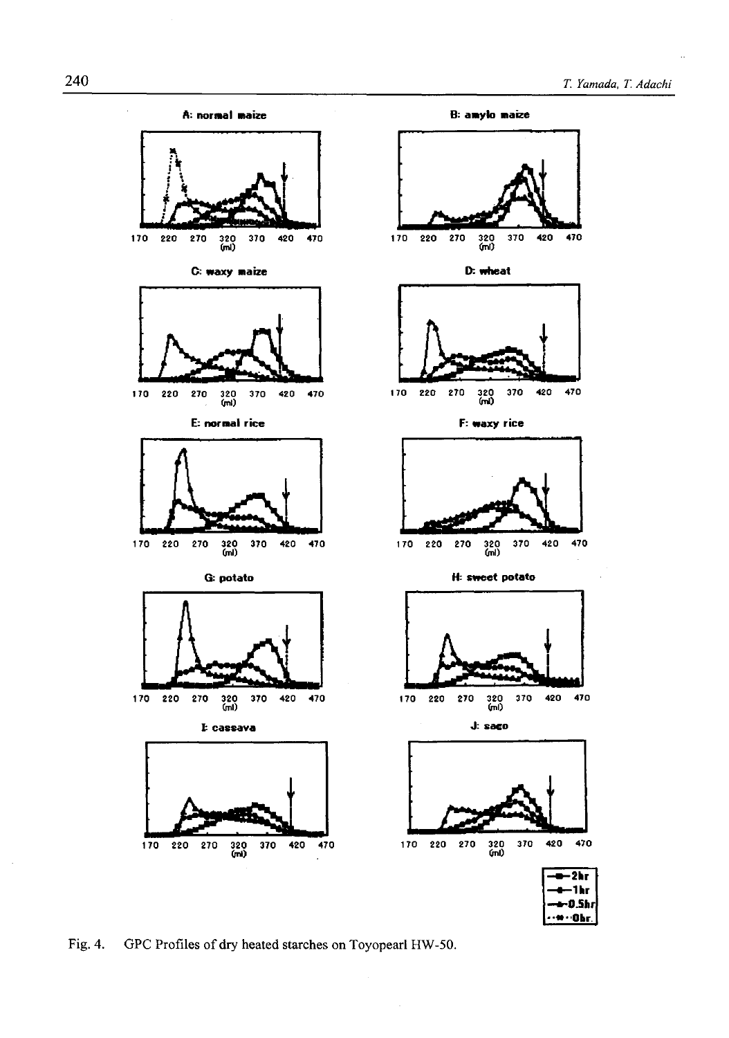Fig. 4. GPC Profiles of dry heated starches on Toyopearl HW-50.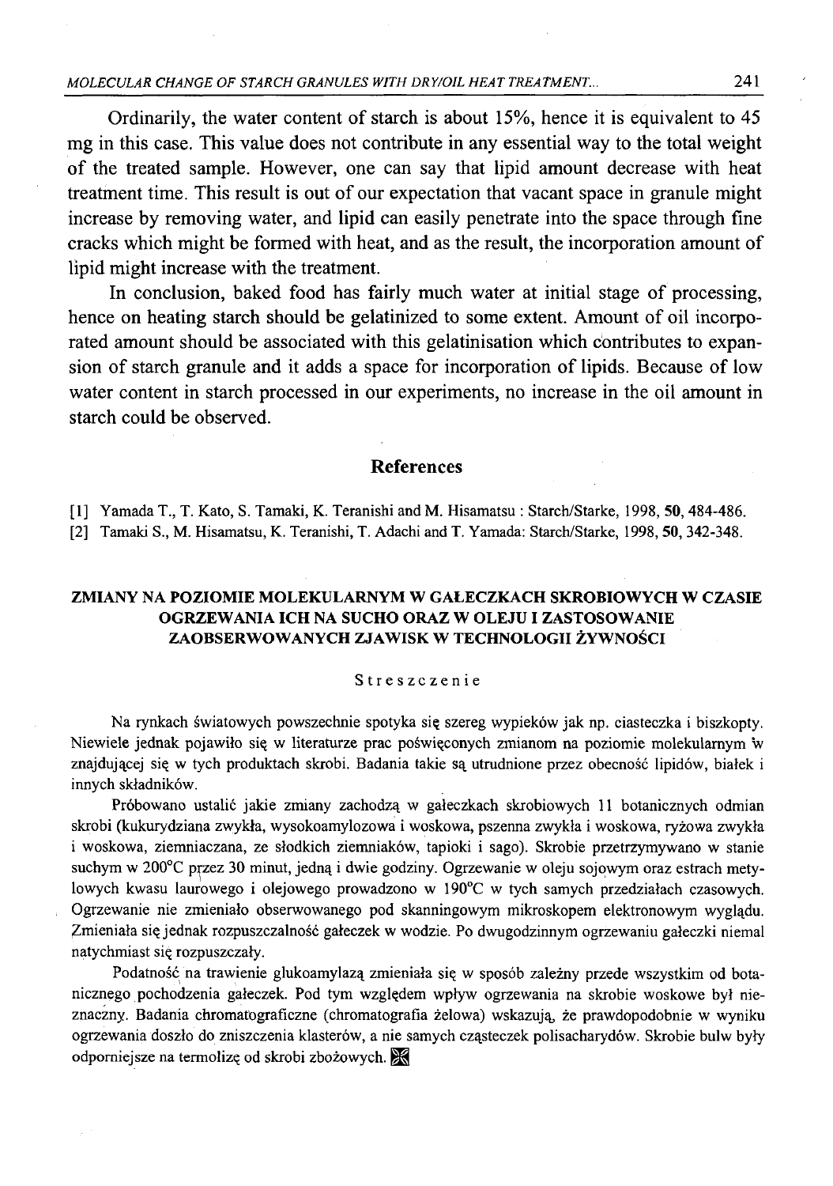Ordinarily, the water content of starch is about 15%, hence it is equivalent to 45 mg in this case. This value does not contribute in any essential way to the total weight of the treated sample. However, one can say that lipid amount decrease with heat treatment time. This result is out of our expectation that vacant space in granule might increase by removing water, and lipid can easily penetrate into the space through fine cracks which might be formed with heat, and as the result, the incorporation amount of lipid might increase with the treatment.

In conclusion, baked food has fairly much water at initial stage of processing, hence on heating starch should be gelatinized to some extent. Amount of oil incorporated amount should be associated with this gelatinisation which contributes to expansion of starch granule and it adds a space for incorporation of lipids. Because of low water content in starch processed in our experiments, no increase in the oil amount in starch could be observed.

## References

[1] Yamada T., T. Kato, S. Tamaki, K. Teranishi and M. Hisamatsu : Starch/Starke, 1998, **50**, 484-486.

[2] Tamaki S., M. Hisamatsu, K. Teranishi, T. Adachi and T. Yamada: Starch/Starke, 1998, **50**, 342-348.

## ZMIANY NA POZIOMIE MOLEKULARNYM W GAŁECZKACH SKROBIOWYCH W CZASIE OGRZEWANIA ICH NA SUCHO ORAZ W OLEJU I ZASTOSOWANIE ZAOBSERWOWANYCH ZJAWISK W TECHNOLOGII ŻYWNOŚCI

### Streszczenie

Na rynkach światowych powszechnie spotyka się szereg wypieków jak np. ciasteczka i biszkopty. Niewiele jednak pojawiło się w literaturze prac poświęconych zmianom na poziomie molekularnym w znajdującej się w tych produktach skrobi. Badania takie są utrudnione przez obecność lipidów, białek i innych składników.

Próbowano ustalić jakie zmiany zachodzą w gałeczkach skrobiowych 11 botanicznych odmian skrobi (kukurydziana zwykła, wysokoamylozowa i woskowa, pszenna zwykła i woskowa, ryżowa zwykła i woskowa, ziemniaczana, ze słodkich ziemniaków, tapioki i sago). Skrobie przetrzymywano w stanie suchym w 200°C przez 30 minut, jedną i dwie godziny. Ogrzewanie w oleju sojowym oraz estrach metylowych kwasu laurowego i olejowego prowadzono w 190°C w tych samych przedziałach czasowych. Ogrzewanie nie zmieniało obserwowanego pod skanningowym mikroskopem elektronowym wyglądu. Zmieniała się jednak rozpuszczalność gałeczek w wodzie. Po dwugodzinnym ogrzewaniu gałeczki niemal natychmiast się rozpuszczały.

Podatność na trawienie glukoamylazą zmieniała się w sposób zależny przede wszystkim od botanicznego pochodzenia gałeczek. Pod tym względem wpływ ogrzewania na skrobie woskowe był nieznaczny. Badania chromatograficzne (chromatografia żelowa) wskazują, że prawdopodobnie w wyniku ogrzewania doszło do zniszczenia klasterów, a nie samych cząsteczek polisacharydów. Skrobie bulw były odporniejsze na termolizę od skrobi zbożowych.